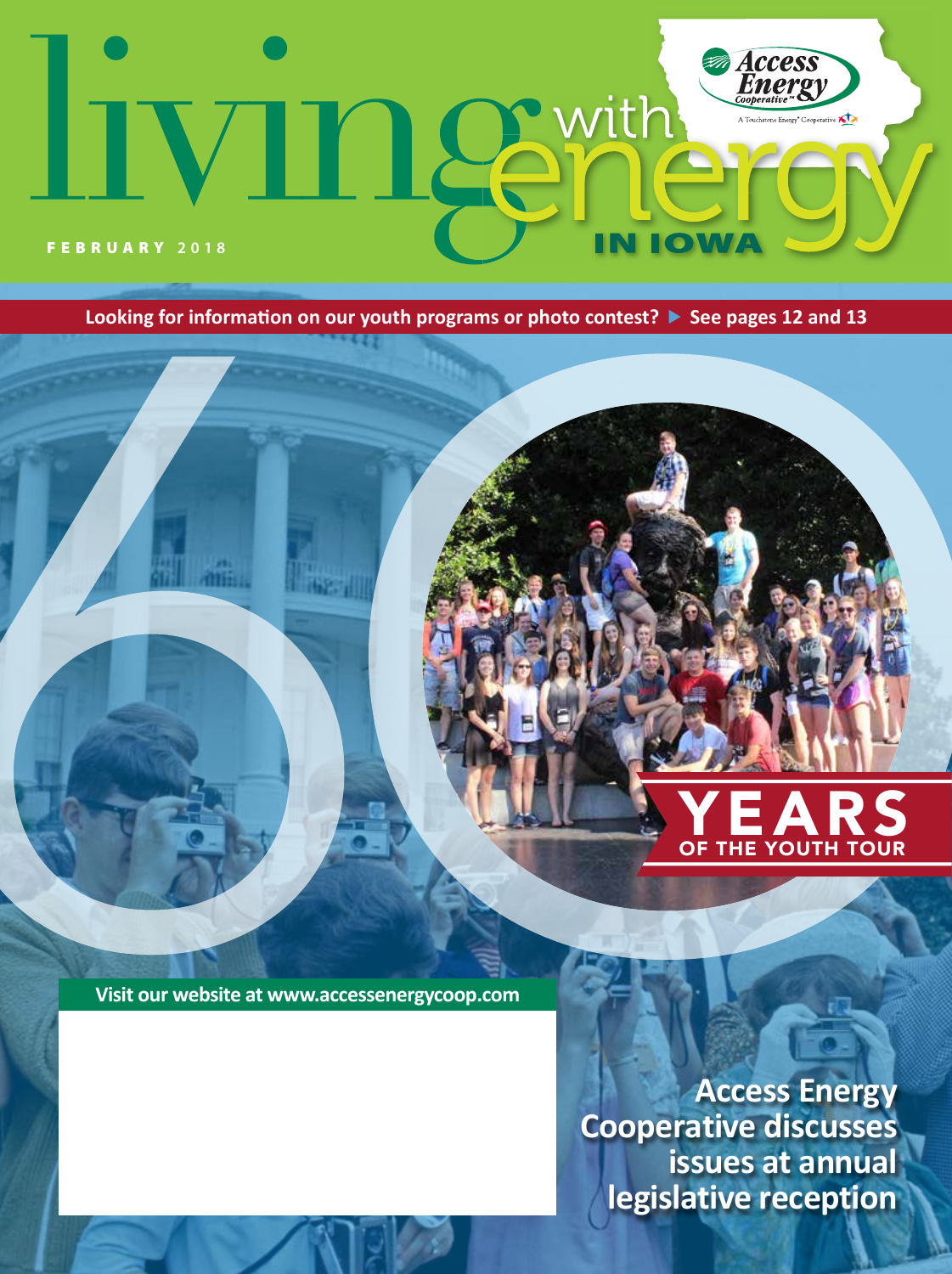# living with energy IN IOWA

Access Energy Cooperative

A Touchstone Energy® Cooperative

FEBRUARY 2018

**Looking for information on our youth programs or photo contest? ▶ See pages 12 and 13**

## 60 YEARS OF THE YOUTH TOUR

**Visit our website at www.accessenergycoop.com**

## Access Energy Cooperative discusses issues at annual legislative reception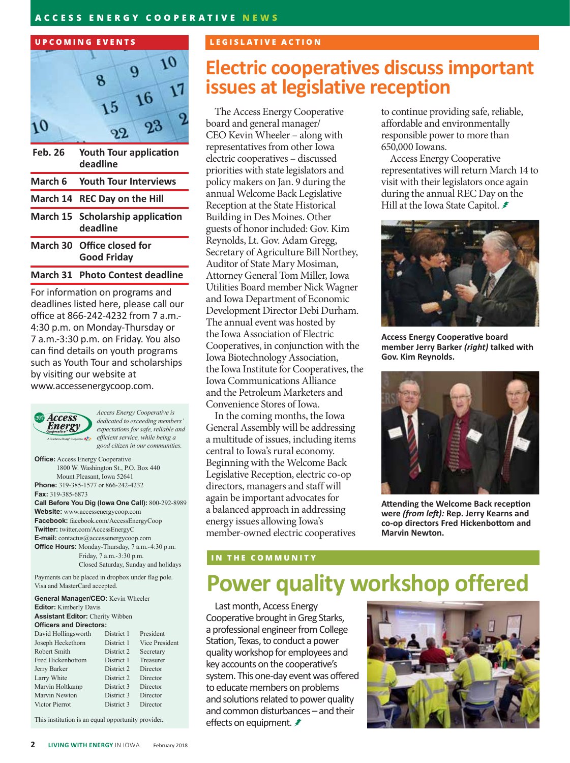## UPCOMING EVENTS

| Date | Event |
|---|---|
| Feb. 26 | Youth Tour application deadline |
| March 6 | Youth Tour Interviews |
| March 14 | REC Day on the Hill |
| March 15 | Scholarship application deadline |
| March 30 | Office closed for Good Friday |
| March 31 | Photo Contest deadline |

For information on programs and deadlines listed here, please call our office at 866-242-4232 from 7 a.m.-4:30 p.m. on Monday-Thursday or 7 a.m.-3:30 p.m. on Friday. You also can find details on youth programs such as Youth Tour and scholarships by visiting our website at www.accessenergycoop.com.

*Access Energy Cooperative is dedicated to exceeding members' expectations for safe, reliable and efficient service, while being a good citizen in our communities.*

**Office:** Access Energy Cooperative
1800 W. Washington St., P.O. Box 440
Mount Pleasant, Iowa 52641
**Phone:** 319-385-1577 or 866-242-4232
**Fax:** 319-385-6873
**Call Before You Dig (Iowa One Call):** 800-292-8989
**Website:** www.accessenergycoop.com
**Facebook:** facebook.com/AccessEnergyCoop
**Twitter:** twitter.com/AccessEnergyC
**E-mail:** contactus@accessenergycoop.com
**Office Hours:** Monday-Thursday, 7 a.m.-4:30 p.m.
Friday, 7 a.m.-3:30 p.m.
Closed Saturday, Sunday and holidays

Payments can be placed in dropbox under flag pole. Visa and MasterCard accepted.

**General Manager/CEO:** Kevin Wheeler
**Editor:** Kimberly Davis
**Assistant Editor:** Cherity Wibben
**Officers and Directors:**

| Name | District | Title |
|---|---|---|
| David Hollingsworth | District 1 | President |
| Joseph Heckethorn | District 1 | Vice President |
| Robert Smith | District 2 | Secretary |
| Fred Hickenbottom | District 1 | Treasurer |
| Jerry Barker | District 2 | Director |
| Larry White | District 2 | Director |
| Marvin Holtkamp | District 3 | Director |
| Marvin Newton | District 3 | Director |
| Victor Pierrot | District 3 | Director |

This institution is an equal opportunity provider.

## LEGISLATIVE ACTION

# Electric cooperatives discuss important issues at legislative reception

The Access Energy Cooperative board and general manager/CEO Kevin Wheeler – along with representatives from other Iowa electric cooperatives – discussed priorities with state legislators and policy makers on Jan. 9 during the annual Welcome Back Legislative Reception at the State Historical Building in Des Moines. Other guests of honor included: Gov. Kim Reynolds, Lt. Gov. Adam Gregg, Secretary of Agriculture Bill Northey, Auditor of State Mary Mosiman, Attorney General Tom Miller, Iowa Utilities Board member Nick Wagner and Iowa Department of Economic Development Director Debi Durham. The annual event was hosted by the Iowa Association of Electric Cooperatives, in conjunction with the Iowa Biotechnology Association, the Iowa Institute for Cooperatives, the Iowa Communications Alliance and the Petroleum Marketers and Convenience Stores of Iowa.

In the coming months, the Iowa General Assembly will be addressing a multitude of issues, including items central to Iowa's rural economy. Beginning with the Welcome Back Legislative Reception, electric co-op directors, managers and staff will again be important advocates for a balanced approach in addressing energy issues allowing Iowa's member-owned electric cooperatives to continue providing safe, reliable, affordable and environmentally responsible power to more than 650,000 Iowans.

Access Energy Cooperative representatives will return March 14 to visit with their legislators once again during the annual REC Day on the Hill at the Iowa State Capitol.

**Access Energy Cooperative board member Jerry Barker *(right)* talked with Gov. Kim Reynolds.**

**Attending the Welcome Back reception were *(from left):* Rep. Jerry Kearns and co-op directors Fred Hickenbottom and Marvin Newton.**

## IN THE COMMUNITY

# Power quality workshop offered

Last month, Access Energy Cooperative brought in Greg Starks, a professional engineer from College Station, Texas, to conduct a power quality workshop for employees and key accounts on the cooperative's system. This one-day event was offered to educate members on problems and solutions related to power quality and common disturbances – and their effects on equipment.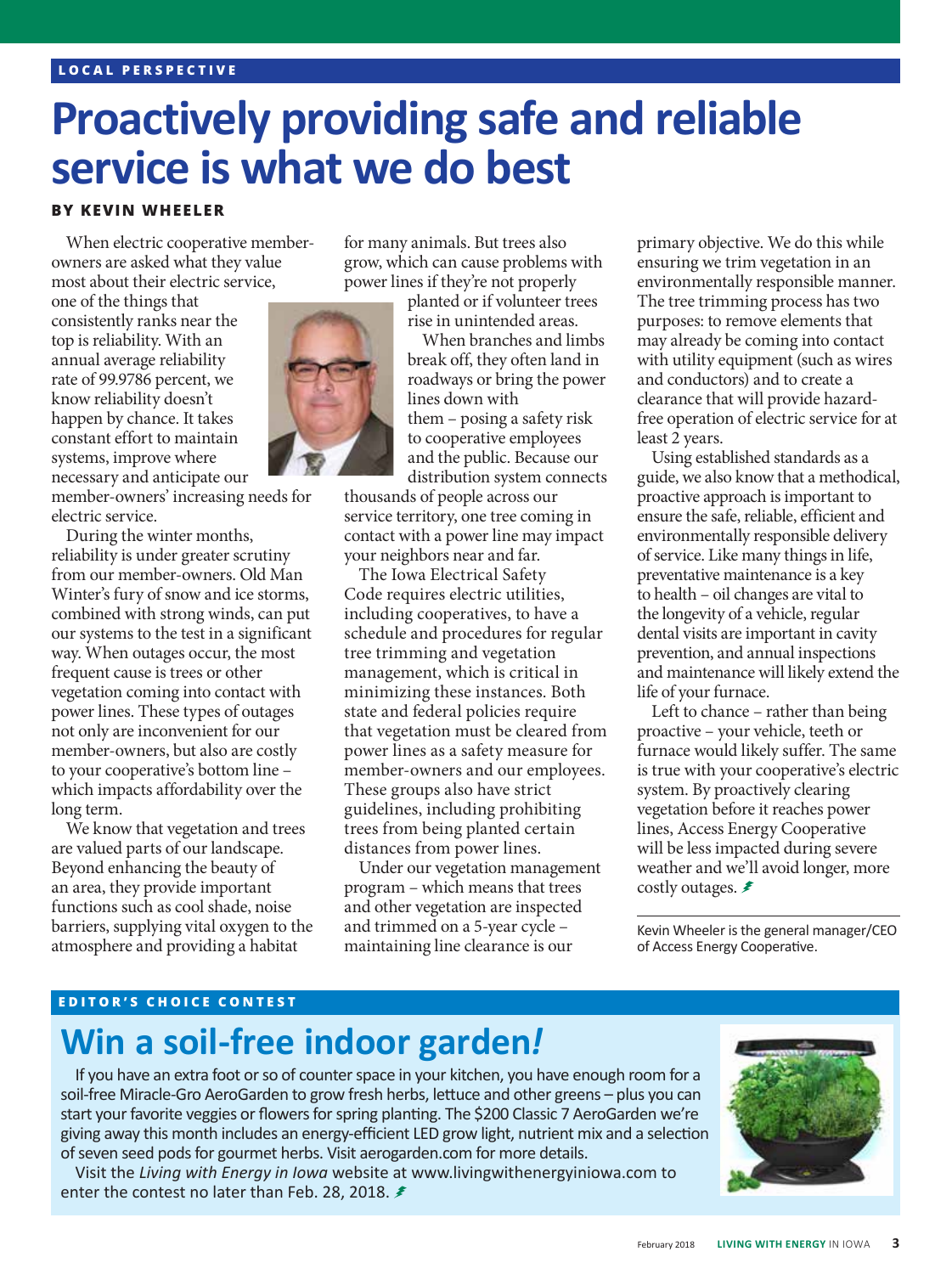LOCAL PERSPECTIVE

# Proactively providing safe and reliable service is what we do best

**BY KEVIN WHEELER**

When electric cooperative member-owners are asked what they value most about their electric service, one of the things that consistently ranks near the top is reliability. With an annual average reliability rate of 99.9786 percent, we know reliability doesn't happen by chance. It takes constant effort to maintain systems, improve where necessary and anticipate our member-owners' increasing needs for electric service.

During the winter months, reliability is under greater scrutiny from our member-owners. Old Man Winter's fury of snow and ice storms, combined with strong winds, can put our systems to the test in a significant way. When outages occur, the most frequent cause is trees or other vegetation coming into contact with power lines. These types of outages not only are inconvenient for our member-owners, but also are costly to your cooperative's bottom line – which impacts affordability over the long term.

We know that vegetation and trees are valued parts of our landscape. Beyond enhancing the beauty of an area, they provide important functions such as cool shade, noise barriers, supplying vital oxygen to the atmosphere and providing a habitat for many animals. But trees also grow, which can cause problems with power lines if they're not properly planted or if volunteer trees rise in unintended areas.

When branches and limbs break off, they often land in roadways or bring the power lines down with them – posing a safety risk to cooperative employees and the public. Because our distribution system connects thousands of people across our service territory, one tree coming in contact with a power line may impact your neighbors near and far.

The Iowa Electrical Safety Code requires electric utilities, including cooperatives, to have a schedule and procedures for regular tree trimming and vegetation management, which is critical in minimizing these instances. Both state and federal policies require that vegetation must be cleared from power lines as a safety measure for member-owners and our employees. These groups also have strict guidelines, including prohibiting trees from being planted certain distances from power lines.

Under our vegetation management program – which means that trees and other vegetation are inspected and trimmed on a 5-year cycle – maintaining line clearance is our primary objective. We do this while ensuring we trim vegetation in an environmentally responsible manner. The tree trimming process has two purposes: to remove elements that may already be coming into contact with utility equipment (such as wires and conductors) and to create a clearance that will provide hazard-free operation of electric service for at least 2 years.

Using established standards as a guide, we also know that a methodical, proactive approach is important to ensure the safe, reliable, efficient and environmentally responsible delivery of service. Like many things in life, preventative maintenance is a key to health – oil changes are vital to the longevity of a vehicle, regular dental visits are important in cavity prevention, and annual inspections and maintenance will likely extend the life of your furnace.

Left to chance – rather than being proactive – your vehicle, teeth or furnace would likely suffer. The same is true with your cooperative's electric system. By proactively clearing vegetation before it reaches power lines, Access Energy Cooperative will be less impacted during severe weather and we'll avoid longer, more costly outages.

Kevin Wheeler is the general manager/CEO of Access Energy Cooperative.

EDITOR'S CHOICE CONTEST

# Win a soil-free indoor garden!

If you have an extra foot or so of counter space in your kitchen, you have enough room for a soil-free Miracle-Gro AeroGarden to grow fresh herbs, lettuce and other greens – plus you can start your favorite veggies or flowers for spring planting. The $200 Classic 7 AeroGarden we're giving away this month includes an energy-efficient LED grow light, nutrient mix and a selection of seven seed pods for gourmet herbs. Visit aerogarden.com for more details.

Visit the *Living with Energy in Iowa* website at www.livingwithenergyiniowa.com to enter the contest no later than Feb. 28, 2018.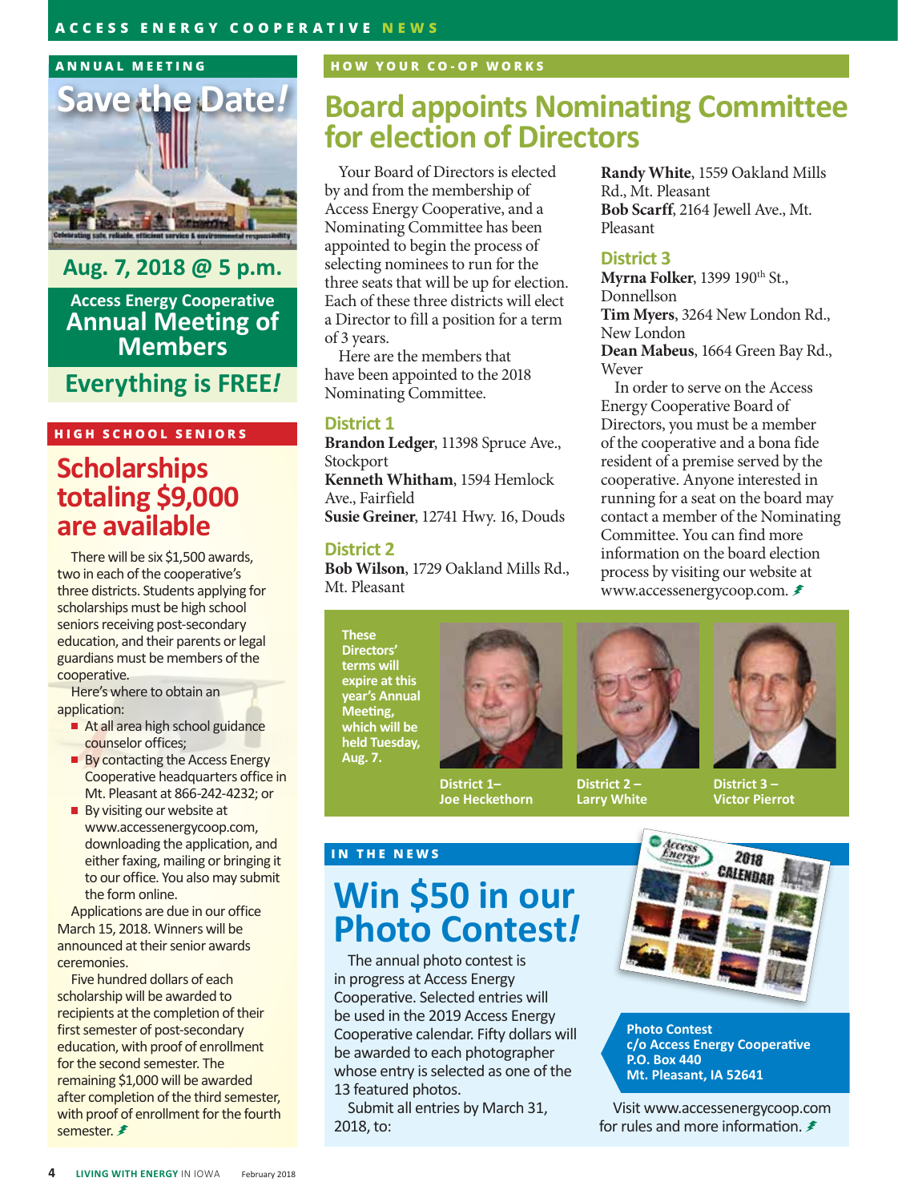## ANNUAL MEETING

# Save the Date!

Celebrating safe, reliable, efficient service & environmental responsibility

**Aug. 7, 2018 @ 5 p.m.**

**Access Energy Cooperative Annual Meeting of Members**

**Everything is FREE!**

## HIGH SCHOOL SENIORS

# Scholarships totaling $9,000 are available

There will be six $1,500 awards, two in each of the cooperative's three districts. Students applying for scholarships must be high school seniors receiving post-secondary education, and their parents or legal guardians must be members of the cooperative.

Here's where to obtain an application:

- At all area high school guidance counselor offices;
- By contacting the Access Energy Cooperative headquarters office in Mt. Pleasant at 866-242-4232; or
- By visiting our website at www.accessenergycoop.com, downloading the application, and either faxing, mailing or bringing it to our office. You also may submit the form online.

Applications are due in our office March 15, 2018. Winners will be announced at their senior awards ceremonies.

Five hundred dollars of each scholarship will be awarded to recipients at the completion of their first semester of post-secondary education, with proof of enrollment for the second semester. The remaining $1,000 will be awarded after completion of the third semester, with proof of enrollment for the fourth semester.

## HOW YOUR CO-OP WORKS

# Board appoints Nominating Committee for election of Directors

Your Board of Directors is elected by and from the membership of Access Energy Cooperative, and a Nominating Committee has been appointed to begin the process of selecting nominees to run for the three seats that will be up for election. Each of these three districts will elect a Director to fill a position for a term of 3 years.

Here are the members that have been appointed to the 2018 Nominating Committee.

### District 1

**Brandon Ledger**, 11398 Spruce Ave., Stockport
**Kenneth Whitham**, 1594 Hemlock Ave., Fairfield
**Susie Greiner**, 12741 Hwy. 16, Douds

### District 2

**Bob Wilson**, 1729 Oakland Mills Rd., Mt. Pleasant
**Randy White**, 1559 Oakland Mills Rd., Mt. Pleasant
**Bob Scarff**, 2164 Jewell Ave., Mt. Pleasant

### District 3

**Myrna Folker**, 1399 190th St., Donnellson
**Tim Myers**, 3264 New London Rd., New London
**Dean Mabeus**, 1664 Green Bay Rd., Wever

In order to serve on the Access Energy Cooperative Board of Directors, you must be a member of the cooperative and a bona fide resident of a premise served by the cooperative. Anyone interested in running for a seat on the board may contact a member of the Nominating Committee. You can find more information on the board election process by visiting our website at www.accessenergycoop.com.

These Directors' terms will expire at this year's Annual Meeting, which will be held Tuesday, Aug. 7.

District 1– Joe Heckethorn

District 2 – Larry White

District 3 – Victor Pierrot

## IN THE NEWS

# Win $50 in our Photo Contest!

The annual photo contest is in progress at Access Energy Cooperative. Selected entries will be used in the 2019 Access Energy Cooperative calendar. Fifty dollars will be awarded to each photographer whose entry is selected as one of the 13 featured photos.

Submit all entries by March 31, 2018, to:

**Photo Contest**
**c/o Access Energy Cooperative**
**P.O. Box 440**
**Mt. Pleasant, IA 52641**

Visit www.accessenergycoop.com for rules and more information.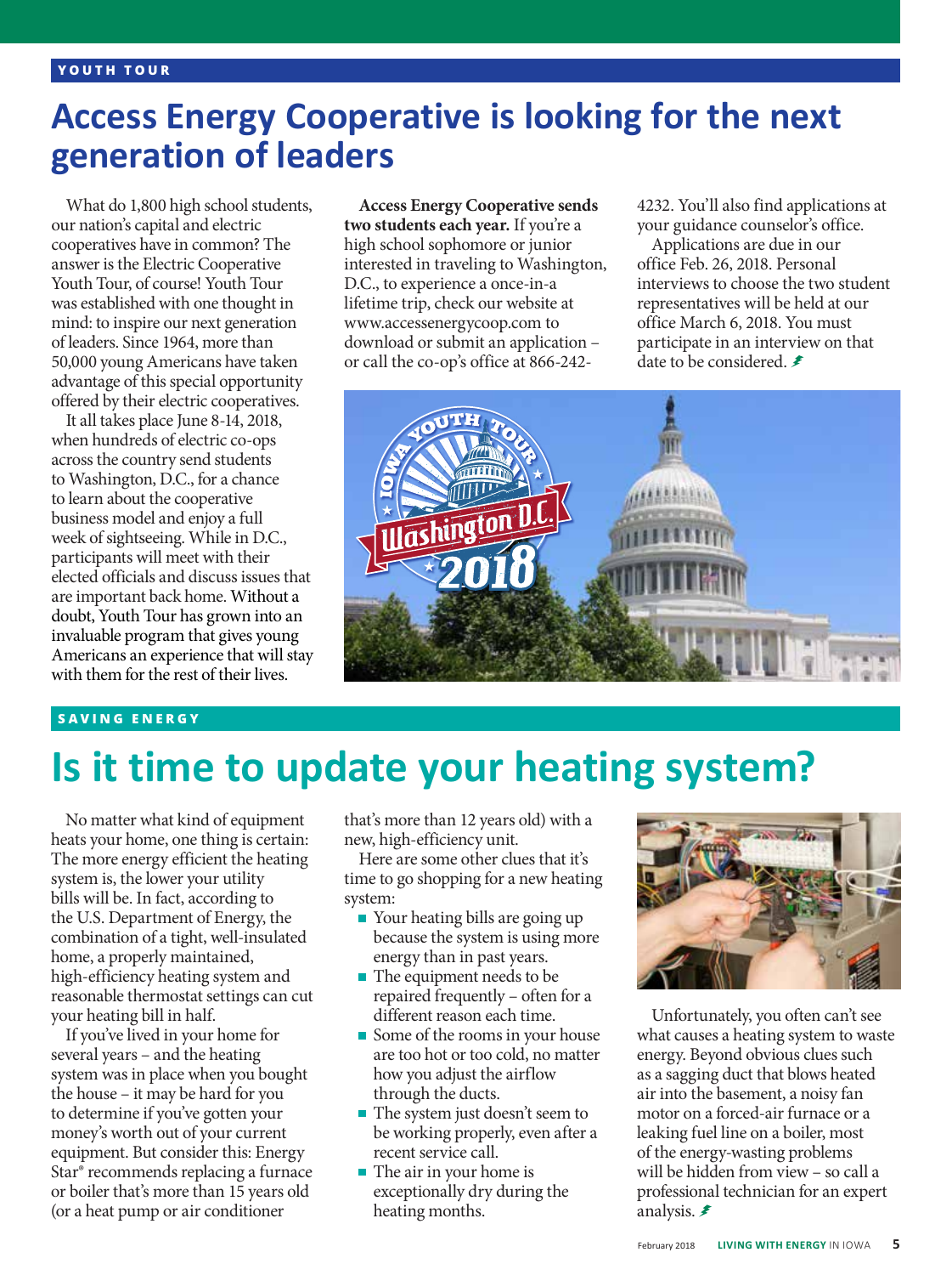YOUTH TOUR

# Access Energy Cooperative is looking for the next generation of leaders

What do 1,800 high school students, our nation's capital and electric cooperatives have in common? The answer is the Electric Cooperative Youth Tour, of course! Youth Tour was established with one thought in mind: to inspire our next generation of leaders. Since 1964, more than 50,000 young Americans have taken advantage of this special opportunity offered by their electric cooperatives.

It all takes place June 8-14, 2018, when hundreds of electric co-ops across the country send students to Washington, D.C., for a chance to learn about the cooperative business model and enjoy a full week of sightseeing. While in D.C., participants will meet with their elected officials and discuss issues that are important back home. Without a doubt, Youth Tour has grown into an invaluable program that gives young Americans an experience that will stay with them for the rest of their lives.

**Access Energy Cooperative sends two students each year.** If you're a high school sophomore or junior interested in traveling to Washington, D.C., to experience a once-in-a lifetime trip, check our website at www.accessenergycoop.com to download or submit an application – or call the co-op's office at 866-242-4232. You'll also find applications at your guidance counselor's office.

Applications are due in our office Feb. 26, 2018. Personal interviews to choose the two student representatives will be held at our office March 6, 2018. You must participate in an interview on that date to be considered.

SAVING ENERGY

# Is it time to update your heating system?

No matter what kind of equipment heats your home, one thing is certain: The more energy efficient the heating system is, the lower your utility bills will be. In fact, according to the U.S. Department of Energy, the combination of a tight, well-insulated home, a properly maintained, high-efficiency heating system and reasonable thermostat settings can cut your heating bill in half.

If you've lived in your home for several years – and the heating system was in place when you bought the house – it may be hard for you to determine if you've gotten your money's worth out of your current equipment. But consider this: Energy Star® recommends replacing a furnace or boiler that's more than 15 years old (or a heat pump or air conditioner that's more than 12 years old) with a new, high-efficiency unit.

Here are some other clues that it's time to go shopping for a new heating system:

- Your heating bills are going up because the system is using more energy than in past years.
- The equipment needs to be repaired frequently – often for a different reason each time.
- Some of the rooms in your house are too hot or too cold, no matter how you adjust the airflow through the ducts.
- The system just doesn't seem to be working properly, even after a recent service call.
- The air in your home is exceptionally dry during the heating months.

Unfortunately, you often can't see what causes a heating system to waste energy. Beyond obvious clues such as a sagging duct that blows heated air into the basement, a noisy fan motor on a forced-air furnace or a leaking fuel line on a boiler, most of the energy-wasting problems will be hidden from view – so call a professional technician for an expert analysis.